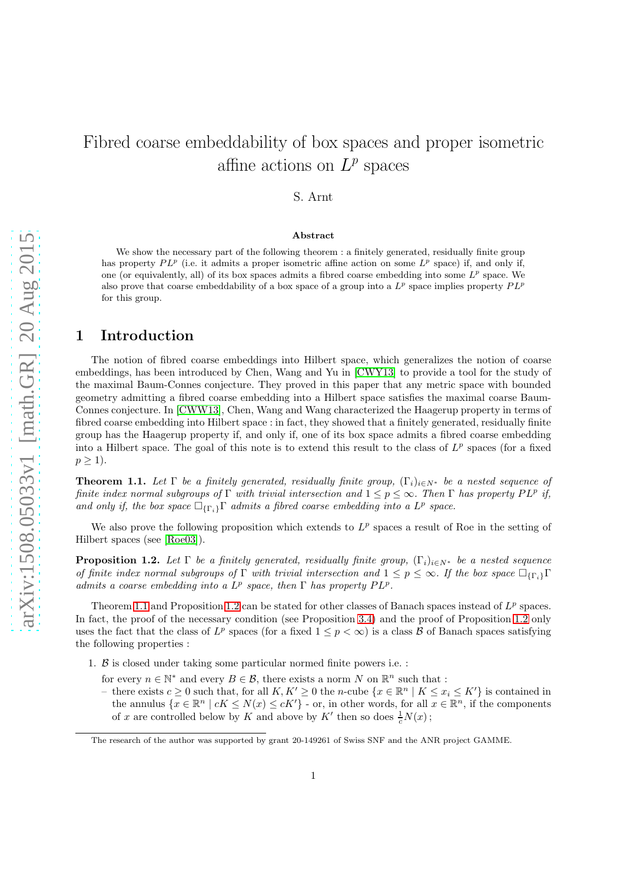# Fibred coarse embeddability of box spaces and proper isometric affine actions on $L^p$ spaces

S. Arnt

### Abstract

We show the necessary part of the following theorem : a finitely generated, residually finite group has property $PL^p$ (i.e. it admits a proper isometric affine action on some $L^p$ space) if, and only if, one (or equivalently, all) of its box spaces admits a fibred coarse embedding into some $L^p$ space. We also prove that coarse embeddability of a box space of a group into a $L^p$ space implies property $PL^p$ for this group.

## 1 Introduction

The notion of fibred coarse embeddings into Hilbert space, which generalizes the notion of coarse embeddings, has been introduced by Chen, Wang and Yu in [CWY13] to provide a tool for the study of the maximal Baum-Connes conjecture. They proved in this paper that any metric space with bounded geometry admitting a fibred coarse embedding into a Hilbert space satisfies the maximal coarse Baum-Connes conjecture. In [CWW13], Chen, Wang and Wang characterized the Haagerup property in terms of fibred coarse embedding into Hilbert space : in fact, they showed that a finitely generated, residually finite group has the Haagerup property if, and only if, one of its box space admits a fibred coarse embedding into a Hilbert space. The goal of this note is to extend this result to the class of $L^p$ spaces (for a fixed $p \geq 1$).

**Theorem 1.1.** *Let $\Gamma$ be a finitely generated, residually finite group, $(\Gamma_i)_{i \in N^*}$ be a nested sequence of finite index normal subgroups of $\Gamma$ with trivial intersection and $1 \leq p \leq \infty$. Then $\Gamma$ has property $PL^p$ if, and only if, the box space $\square_{\{\Gamma_i\}}\Gamma$ admits a fibred coarse embedding into a $L^p$ space.*

We also prove the following proposition which extends to $L^p$ spaces a result of Roe in the setting of Hilbert spaces (see [Roe03]).

**Proposition 1.2.** *Let $\Gamma$ be a finitely generated, residually finite group, $(\Gamma_i)_{i \in N^*}$ be a nested sequence of finite index normal subgroups of $\Gamma$ with trivial intersection and $1 \leq p \leq \infty$. If the box space $\square_{\{\Gamma_i\}}\Gamma$ admits a coarse embedding into a $L^p$ space, then $\Gamma$ has property $PL^p$.*

Theorem 1.1 and Proposition 1.2 can be stated for other classes of Banach spaces instead of $L^p$ spaces. In fact, the proof of the necessary condition (see Proposition 3.4) and the proof of Proposition 1.2 only uses the fact that the class of $L^p$ spaces (for a fixed $1 \leq p < \infty$) is a class $\mathcal{B}$ of Banach spaces satisfying the following properties :

1. $\mathcal{B}$ is closed under taking some particular normed finite powers i.e. :

   for every $n \in \mathbb{N}^*$ and every $B \in \mathcal{B}$, there exists a norm $N$ on $\mathbb{R}^n$ such that :

   – there exists $c \geq 0$ such that, for all $K, K' \geq 0$ the $n$-cube $\{x \in \mathbb{R}^n \mid K \leq x_i \leq K'\}$ is contained in the annulus $\{x \in \mathbb{R}^n \mid cK \leq N(x) \leq cK'\}$ - or, in other words, for all $x \in \mathbb{R}^n$, if the components of $x$ are controlled below by $K$ and above by $K'$ then so does $\frac{1}{c}N(x)$;

The research of the author was supported by grant 20-149261 of Swiss SNF and the ANR project GAMME.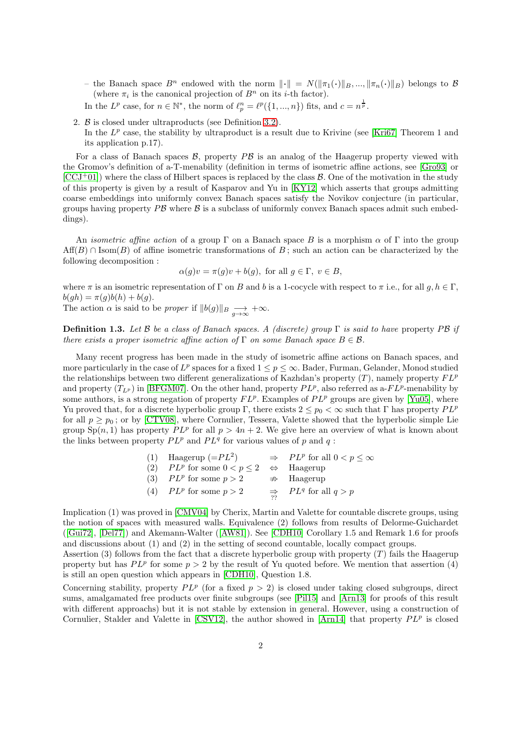– the Banach space $B^n$ endowed with the norm $\|\cdot\| = N(\|\pi_1(\cdot)\|_B, ..., \|\pi_n(\cdot)\|_B)$ belongs to $\mathcal{B}$ (where $\pi_i$ is the canonical projection of $B^n$ on its $i$-th factor).

In the $L^p$ case, for $n \in \mathbb{N}^*$, the norm of $\ell_p^n = \ell^p(\{1, ..., n\})$ fits, and $c = n^{\frac{1}{p}}$.

2. $\mathcal{B}$ is closed under ultraproducts (see Definition 3.2).
   In the $L^p$ case, the stability by ultraproduct is a result due to Krivine (see [Kri67] Theorem 1 and its application p.17).

For a class of Banach spaces $\mathcal{B}$, property $P\mathcal{B}$ is an analog of the Haagerup property viewed with the Gromov's definition of a-T-menability (definition in terms of isometric affine actions, see [Gro93] or [CCJ+01]) where the class of Hilbert spaces is replaced by the class $\mathcal{B}$. One of the motivation in the study of this property is given by a result of Kasparov and Yu in [KY12] which asserts that groups admitting coarse embeddings into uniformly convex Banach spaces satisfy the Novikov conjecture (in particular, groups having property $P\mathcal{B}$ where $\mathcal{B}$ is a subclass of uniformly convex Banach spaces admit such embeddings).

An *isometric affine action* of a group $\Gamma$ on a Banach space $B$ is a morphism $\alpha$ of $\Gamma$ into the group $\mathrm{Aff}(B) \cap \mathrm{Isom}(B)$ of affine isometric transformations of $B$ ; such an action can be characterized by the following decomposition :

$$\alpha(g)v = \pi(g)v + b(g), \text{ for all } g \in \Gamma,\ v \in B,$$

where $\pi$ is an isometric representation of $\Gamma$ on $B$ and $b$ is a 1-cocycle with respect to $\pi$ i.e., for all $g, h \in \Gamma$, $b(gh) = \pi(g)b(h) + b(g)$.
The action $\alpha$ is said to be *proper* if $\|b(g)\|_B \underset{g\to\infty}{\longrightarrow} +\infty$.

**Definition 1.3.** *Let $\mathcal{B}$ be a class of Banach spaces. A (discrete) group $\Gamma$ is said to have* property $P\mathcal{B}$ *if there exists a proper isometric affine action of $\Gamma$ on some Banach space $B \in \mathcal{B}$.*

Many recent progress has been made in the study of isometric affine actions on Banach spaces, and more particularly in the case of $L^p$ spaces for a fixed $1 \le p \le \infty$. Bader, Furman, Gelander, Monod studied the relationships between two different generalizations of Kazhdan's property $(T)$, namely property $FL^p$ and property $(T_{L^p})$ in [BFGM07]. On the other hand, property $PL^p$, also referred as a-$FL^p$-menability by some authors, is a strong negation of property $FL^p$. Examples of $PL^p$ groups are given by [Yu05], where Yu proved that, for a discrete hyperbolic group $\Gamma$, there exists $2 \le p_0 < \infty$ such that $\Gamma$ has property $PL^p$ for all $p \ge p_0$ ; or by [CTV08], where Cornulier, Tessera, Valette showed that the hyperbolic simple Lie group $\mathrm{Sp}(n, 1)$ has property $PL^p$ for all $p > 4n + 2$. We give here an overview of what is known about the links between property $PL^p$ and $PL^q$ for various values of $p$ and $q$ :

(1) Haagerup ($=PL^2$) $\Rightarrow$ $PL^p$ for all $0 < p \le \infty$

(2) $PL^p$ for some $0 < p \le 2$ $\Leftrightarrow$ Haagerup

(3) $PL^p$ for some $p > 2$ $\nRightarrow$ Haagerup

(4) $PL^p$ for some $p > 2$ $\underset{??}{\Rightarrow}$ $PL^q$ for all $q > p$

Implication (1) was proved in [CMV04] by Cherix, Martin and Valette for countable discrete groups, using the notion of spaces with measured walls. Equivalence (2) follows from results of Delorme-Guichardet ([Gui72], [Del77]) and Akemann-Walter ([AW81]). See [CDH10] Corollary 1.5 and Remark 1.6 for proofs and discussions about (1) and (2) in the setting of second countable, locally compact groups.
Assertion (3) follows from the fact that a discrete hyperbolic group with property $(T)$ fails the Haagerup property but has $PL^p$ for some $p > 2$ by the result of Yu quoted before. We mention that assertion (4) is still an open question which appears in [CDH10], Question 1.8.

Concerning stability, property $PL^p$ (for a fixed $p > 2$) is closed under taking closed subgroups, direct sums, amalgamated free products over finite subgroups (see [Pil15] and [Arn13] for proofs of this result with different approachs) but it is not stable by extension in general. However, using a construction of Cornulier, Stalder and Valette in [CSV12], the author showed in [Arn14] that property $PL^p$ is closed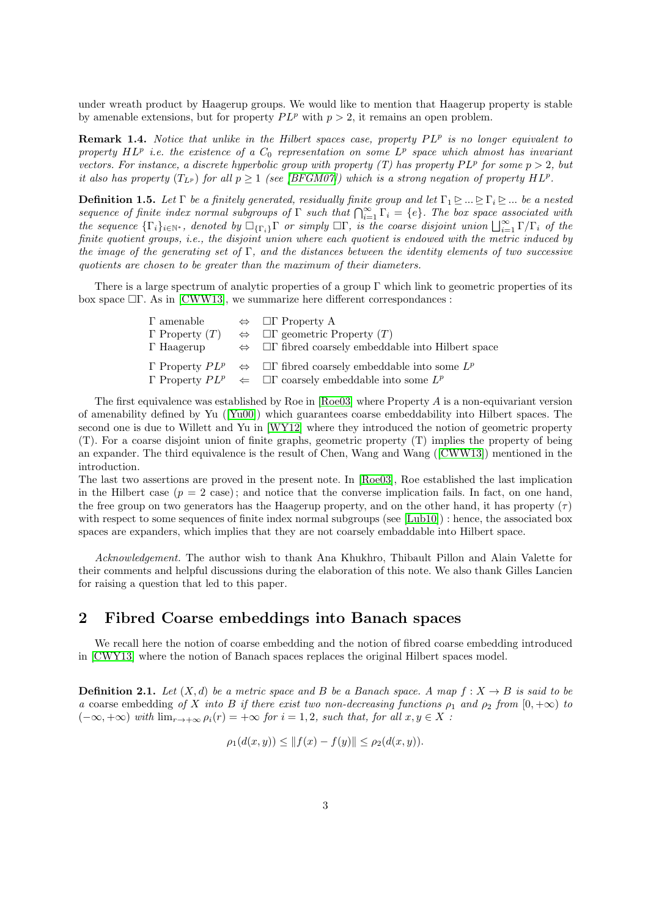under wreath product by Haagerup groups. We would like to mention that Haagerup property is stable by amenable extensions, but for property $PL^p$ with $p > 2$, it remains an open problem.

**Remark 1.4.** *Notice that unlike in the Hilbert spaces case, property $PL^p$ is no longer equivalent to property $HL^p$ i.e. the existence of a $C_0$ representation on some $L^p$ space which almost has invariant vectors. For instance, a discrete hyperbolic group with property (T) has property $PL^p$ for some $p > 2$, but it also has property $(T_{L^p})$ for all $p \geq 1$ (see [BFGM07]) which is a strong negation of property $HL^p$.*

**Definition 1.5.** *Let $\Gamma$ be a finitely generated, residually finite group and let $\Gamma_1 \trianglerighteq ... \trianglerighteq \Gamma_i \trianglerighteq ...$ be a nested sequence of finite index normal subgroups of $\Gamma$ such that $\bigcap_{i=1}^{\infty} \Gamma_i = \{e\}$. The box space associated with the sequence $\{\Gamma_i\}_{i \in \mathbb{N}^*}$, denoted by $\square_{\{\Gamma_i\}}\Gamma$ or simply $\square\Gamma$, is the coarse disjoint union $\bigsqcup_{i=1}^{\infty} \Gamma/\Gamma_i$ of the finite quotient groups, i.e., the disjoint union where each quotient is endowed with the metric induced by the image of the generating set of $\Gamma$, and the distances between the identity elements of two successive quotients are chosen to be greater than the maximum of their diameters.*

There is a large spectrum of analytic properties of a group $\Gamma$ which link to geometric properties of its box space $\square\Gamma$. As in [CWW13], we summarize here different correspondances :

| | | |
|---|---|---|
| $\Gamma$ amenable | $\Leftrightarrow$ | $\square\Gamma$ Property A |
| $\Gamma$ Property $(T)$ | $\Leftrightarrow$ | $\square\Gamma$ geometric Property $(T)$ |
| $\Gamma$ Haagerup | $\Leftrightarrow$ | $\square\Gamma$ fibred coarsely embeddable into Hilbert space |
| $\Gamma$ Property $PL^p$ | $\Leftrightarrow$ | $\square\Gamma$ fibred coarsely embeddable into some $L^p$ |
| $\Gamma$ Property $PL^p$ | $\Leftarrow$ | $\square\Gamma$ coarsely embeddable into some $L^p$ |

The first equivalence was established by Roe in [Roe03] where Property $A$ is a non-equivariant version of amenability defined by Yu ([Yu00]) which guarantees coarse embeddability into Hilbert spaces. The second one is due to Willett and Yu in [WY12] where they introduced the notion of geometric property (T). For a coarse disjoint union of finite graphs, geometric property (T) implies the property of being an expander. The third equivalence is the result of Chen, Wang and Wang ([CWW13]) mentioned in the introduction.
The last two assertions are proved in the present note. In [Roe03], Roe established the last implication in the Hilbert case ($p = 2$ case) ; and notice that the converse implication fails. In fact, on one hand, the free group on two generators has the Haagerup property, and on the other hand, it has property $(\tau)$ with respect to some sequences of finite index normal subgroups (see [Lub10]) : hence, the associated box spaces are expanders, which implies that they are not coarsely embaddable into Hilbert space.

*Acknowledgement.* The author wish to thank Ana Khukhro, Thibault Pillon and Alain Valette for their comments and helpful discussions during the elaboration of this note. We also thank Gilles Lancien for raising a question that led to this paper.

## 2 Fibred Coarse embeddings into Banach spaces

We recall here the notion of coarse embedding and the notion of fibred coarse embedding introduced in [CWY13] where the notion of Banach spaces replaces the original Hilbert spaces model.

**Definition 2.1.** *Let $(X, d)$ be a metric space and $B$ be a Banach space. A map $f : X \to B$ is said to be a* coarse embedding *of $X$ into $B$ if there exist two non-decreasing functions $\rho_1$ and $\rho_2$ from $[0, +\infty)$ to $(-\infty, +\infty)$ with $\lim_{r \to +\infty} \rho_i(r) = +\infty$ for $i = 1, 2$, such that, for all $x, y \in X$ :*

$$\rho_1(d(x, y)) \leq \|f(x) - f(y)\| \leq \rho_2(d(x, y)).$$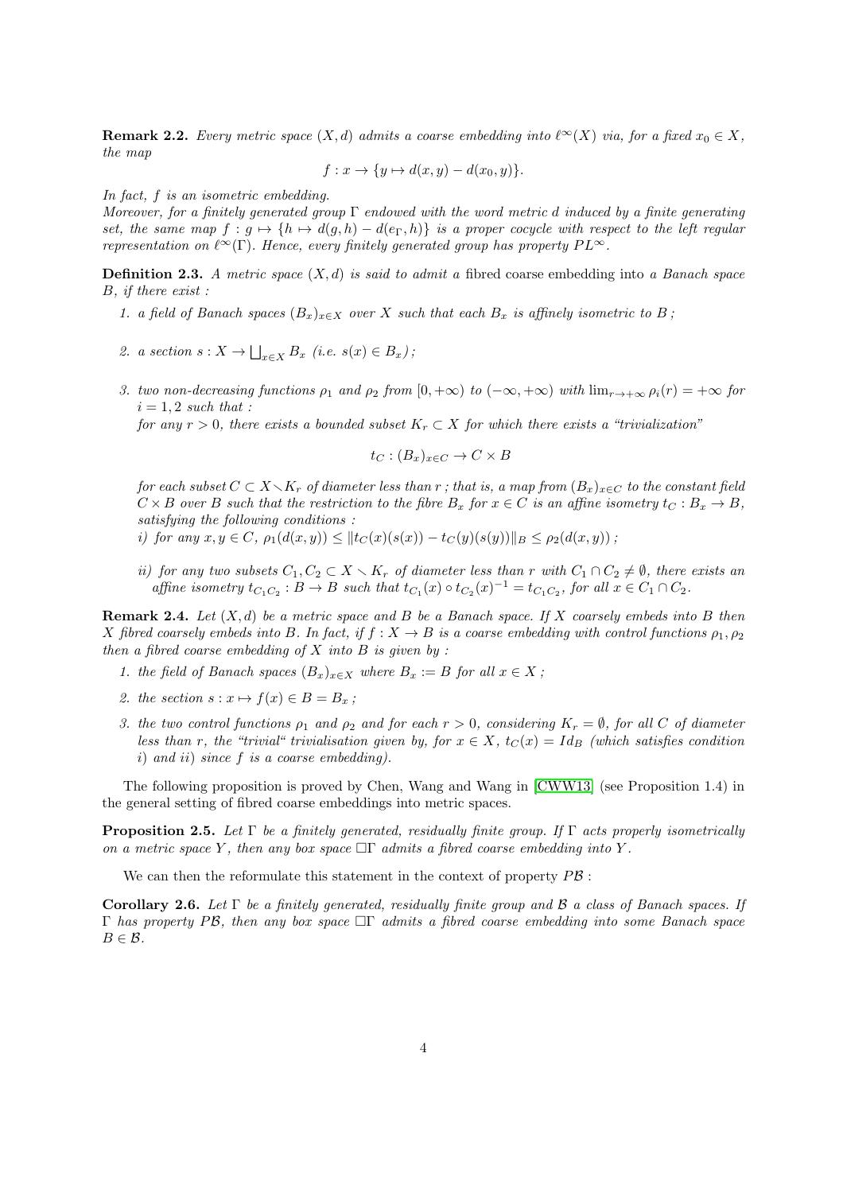**Remark 2.2.** *Every metric space $(X,d)$ admits a coarse embedding into $\ell^\infty(X)$ via, for a fixed $x_0 \in X$, the map*

$$f : x \to \{y \mapsto d(x,y) - d(x_0,y)\}.$$

*In fact, $f$ is an isometric embedding.*
*Moreover, for a finitely generated group $\Gamma$ endowed with the word metric $d$ induced by a finite generating set, the same map $f : g \mapsto \{h \mapsto d(g,h) - d(e_\Gamma, h)\}$ is a proper cocycle with respect to the left regular representation on $\ell^\infty(\Gamma)$. Hence, every finitely generated group has property $PL^\infty$.*

**Definition 2.3.** *A metric space $(X,d)$ is said to admit a* fibred coarse embedding *into a Banach space $B$, if there exist :*

1. *a field of Banach spaces $(B_x)_{x\in X}$ over $X$ such that each $B_x$ is affinely isometric to $B$ ;*
2. *a section $s : X \to \bigsqcup_{x\in X} B_x$ (i.e. $s(x) \in B_x$) ;*
3. *two non-decreasing functions $\rho_1$ and $\rho_2$ from $[0,+\infty)$ to $(-\infty,+\infty)$ with $\lim_{r\to+\infty} \rho_i(r) = +\infty$ for $i = 1,2$ such that :*
   *for any $r > 0$, there exists a bounded subset $K_r \subset X$ for which there exists a "trivialization"*

   $$t_C : (B_x)_{x\in C} \to C \times B$$

   *for each subset $C \subset X \smallsetminus K_r$ of diameter less than $r$ ; that is, a map from $(B_x)_{x\in C}$ to the constant field $C \times B$ over $B$ such that the restriction to the fibre $B_x$ for $x \in C$ is an affine isometry $t_C : B_x \to B$, satisfying the following conditions :*
   *i) for any $x,y \in C$, $\rho_1(d(x,y)) \leq \|t_C(x)(s(x)) - t_C(y)(s(y))\|_B \leq \rho_2(d(x,y))$ ;*

   *ii) for any two subsets $C_1, C_2 \subset X \smallsetminus K_r$ of diameter less than $r$ with $C_1 \cap C_2 \neq \emptyset$, there exists an affine isometry $t_{C_1C_2} : B \to B$ such that $t_{C_1}(x) \circ t_{C_2}(x)^{-1} = t_{C_1C_2}$, for all $x \in C_1 \cap C_2$.*

**Remark 2.4.** *Let $(X,d)$ be a metric space and $B$ be a Banach space. If $X$ coarsely embeds into $B$ then $X$ fibred coarsely embeds into $B$. In fact, if $f : X \to B$ is a coarse embedding with control functions $\rho_1, \rho_2$ then a fibred coarse embedding of $X$ into $B$ is given by :*

1. *the field of Banach spaces $(B_x)_{x\in X}$ where $B_x := B$ for all $x \in X$ ;*
2. *the section $s : x \mapsto f(x) \in B = B_x$ ;*
3. *the two control functions $\rho_1$ and $\rho_2$ and for each $r > 0$, considering $K_r = \emptyset$, for all $C$ of diameter less than $r$, the "trivial" trivialisation given by, for $x \in X$, $t_C(x) = Id_B$ (which satisfies condition $i)$ and $ii)$ since $f$ is a coarse embedding).*

The following proposition is proved by Chen, Wang and Wang in [CWW13] (see Proposition 1.4) in the general setting of fibred coarse embeddings into metric spaces.

**Proposition 2.5.** *Let $\Gamma$ be a finitely generated, residually finite group. If $\Gamma$ acts properly isometrically on a metric space $Y$, then any box space $\square\Gamma$ admits a fibred coarse embedding into $Y$.*

We can then the reformulate this statement in the context of property $P\mathcal{B}$ :

**Corollary 2.6.** *Let $\Gamma$ be a finitely generated, residually finite group and $\mathcal{B}$ a class of Banach spaces. If $\Gamma$ has property $P\mathcal{B}$, then any box space $\square\Gamma$ admits a fibred coarse embedding into some Banach space $B \in \mathcal{B}$.*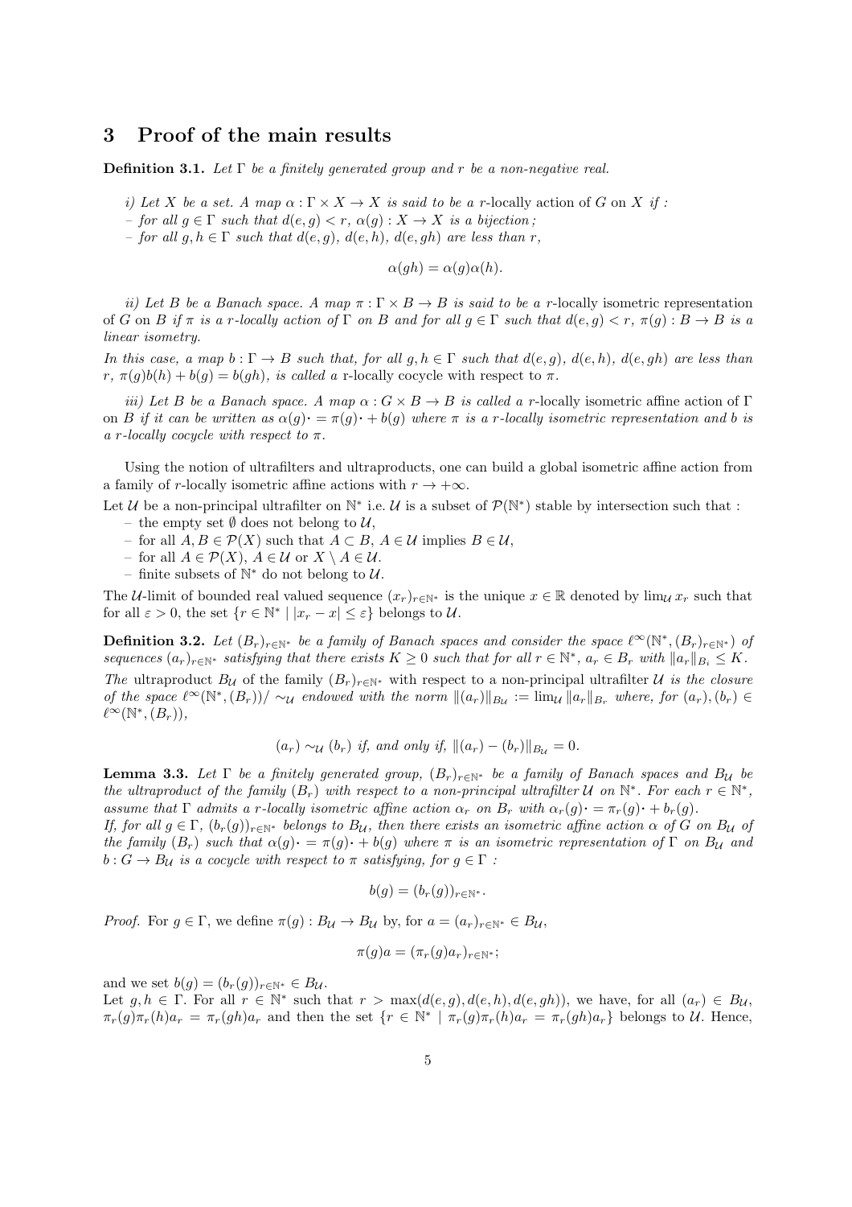# 3 Proof of the main results

**Definition 3.1.** *Let $\Gamma$ be a finitely generated group and $r$ be a non-negative real.*

*i) Let $X$ be a set. A map $\alpha : \Gamma \times X \to X$ is said to be a* $r$-locally action of $G$ on $X$ *if :*
*– for all $g \in \Gamma$ such that $d(e,g) < r$, $\alpha(g) : X \to X$ is a bijection ;*
*– for all $g,h \in \Gamma$ such that $d(e,g)$, $d(e,h)$, $d(e,gh)$ are less than $r$,*

$$\alpha(gh) = \alpha(g)\alpha(h).$$

*ii) Let $B$ be a Banach space. A map $\pi : \Gamma \times B \to B$ is said to be a* $r$-locally isometric representation of $G$ on $B$ *if $\pi$ is a $r$-locally action of $\Gamma$ on $B$ and for all $g \in \Gamma$ such that $d(e,g) < r$, $\pi(g) : B \to B$ is a linear isometry.*
*In this case, a map $b : \Gamma \to B$ such that, for all $g,h \in \Gamma$ such that $d(e,g)$, $d(e,h)$, $d(e,gh)$ are less than $r$, $\pi(g)b(h) + b(g) = b(gh)$, is called a* r-locally cocycle with respect to $\pi$.

*iii) Let $B$ be a Banach space. A map $\alpha : G \times B \to B$ is called a* $r$-locally isometric affine action of $\Gamma$ on $B$ *if it can be written as $\alpha(g)\cdot = \pi(g)\cdot + b(g)$ where $\pi$ is a $r$-locally isometric representation and $b$ is a $r$-locally cocycle with respect to $\pi$.*

Using the notion of ultrafilters and ultraproducts, one can build a global isometric affine action from a family of $r$-locally isometric affine actions with $r \to +\infty$.

Let $\mathcal{U}$ be a non-principal ultrafilter on $\mathbb{N}^*$ i.e. $\mathcal{U}$ is a subset of $\mathcal{P}(\mathbb{N}^*)$ stable by intersection such that :
– the empty set $\emptyset$ does not belong to $\mathcal{U}$,
– for all $A, B \in \mathcal{P}(X)$ such that $A \subset B$, $A \in \mathcal{U}$ implies $B \in \mathcal{U}$,
– for all $A \in \mathcal{P}(X)$, $A \in \mathcal{U}$ or $X \setminus A \in \mathcal{U}$.
– finite subsets of $\mathbb{N}^*$ do not belong to $\mathcal{U}$.

The $\mathcal{U}$-limit of bounded real valued sequence $(x_r)_{r\in\mathbb{N}^*}$ is the unique $x \in \mathbb{R}$ denoted by $\lim_{\mathcal{U}} x_r$ such that for all $\varepsilon > 0$, the set $\{r \in \mathbb{N}^* \mid |x_r - x| \leq \varepsilon\}$ belongs to $\mathcal{U}$.

**Definition 3.2.** *Let $(B_r)_{r\in\mathbb{N}^*}$ be a family of Banach spaces and consider the space $\ell^\infty(\mathbb{N}^*, (B_r)_{r\in\mathbb{N}^*})$ of sequences $(a_r)_{r\in\mathbb{N}^*}$ satisfying that there exists $K \geq 0$ such that for all $r \in \mathbb{N}^*$, $a_r \in B_r$ with $\|a_r\|_{B_i} \leq K$.*
*The* ultraproduct $B_{\mathcal{U}}$ of the family $(B_r)_{r\in\mathbb{N}^*}$ with respect to a non-principal ultrafilter $\mathcal{U}$ *is the closure of the space $\ell^\infty(\mathbb{N}^*, (B_r))/\sim_{\mathcal{U}}$ endowed with the norm $\|(a_r)\|_{B_{\mathcal{U}}} := \lim_{\mathcal{U}} \|a_r\|_{B_r}$ where, for $(a_r), (b_r) \in \ell^\infty(\mathbb{N}^*, (B_r))$,*

$$(a_r) \sim_{\mathcal{U}} (b_r) \text{ if, and only if, } \|(a_r) - (b_r)\|_{B_{\mathcal{U}}} = 0.$$

**Lemma 3.3.** *Let $\Gamma$ be a finitely generated group, $(B_r)_{r\in\mathbb{N}^*}$ be a family of Banach spaces and $B_{\mathcal{U}}$ be the ultraproduct of the family $(B_r)$ with respect to a non-principal ultrafilter $\mathcal{U}$ on $\mathbb{N}^*$. For each $r \in \mathbb{N}^*$, assume that $\Gamma$ admits a $r$-locally isometric affine action $\alpha_r$ on $B_r$ with $\alpha_r(g)\cdot = \pi_r(g)\cdot + b_r(g)$.*
*If, for all $g \in \Gamma$, $(b_r(g))_{r\in\mathbb{N}^*}$ belongs to $B_{\mathcal{U}}$, then there exists an isometric affine action $\alpha$ of $G$ on $B_{\mathcal{U}}$ of the family $(B_r)$ such that $\alpha(g)\cdot = \pi(g)\cdot + b(g)$ where $\pi$ is an isometric representation of $\Gamma$ on $B_{\mathcal{U}}$ and $b : G \to B_{\mathcal{U}}$ is a cocycle with respect to $\pi$ satisfying, for $g \in \Gamma$ :*

$$b(g) = (b_r(g))_{r\in\mathbb{N}^*}.$$

*Proof.* For $g \in \Gamma$, we define $\pi(g) : B_{\mathcal{U}} \to B_{\mathcal{U}}$ by, for $a = (a_r)_{r\in\mathbb{N}^*} \in B_{\mathcal{U}}$,

$$\pi(g)a = (\pi_r(g)a_r)_{r\in\mathbb{N}^*};$$

and we set $b(g) = (b_r(g))_{r\in\mathbb{N}^*} \in B_{\mathcal{U}}$.
Let $g,h \in \Gamma$. For all $r \in \mathbb{N}^*$ such that $r > \max(d(e,g), d(e,h), d(e,gh))$, we have, for all $(a_r) \in B_{\mathcal{U}}$, $\pi_r(g)\pi_r(h)a_r = \pi_r(gh)a_r$ and then the set $\{r \in \mathbb{N}^* \mid \pi_r(g)\pi_r(h)a_r = \pi_r(gh)a_r\}$ belongs to $\mathcal{U}$. Hence,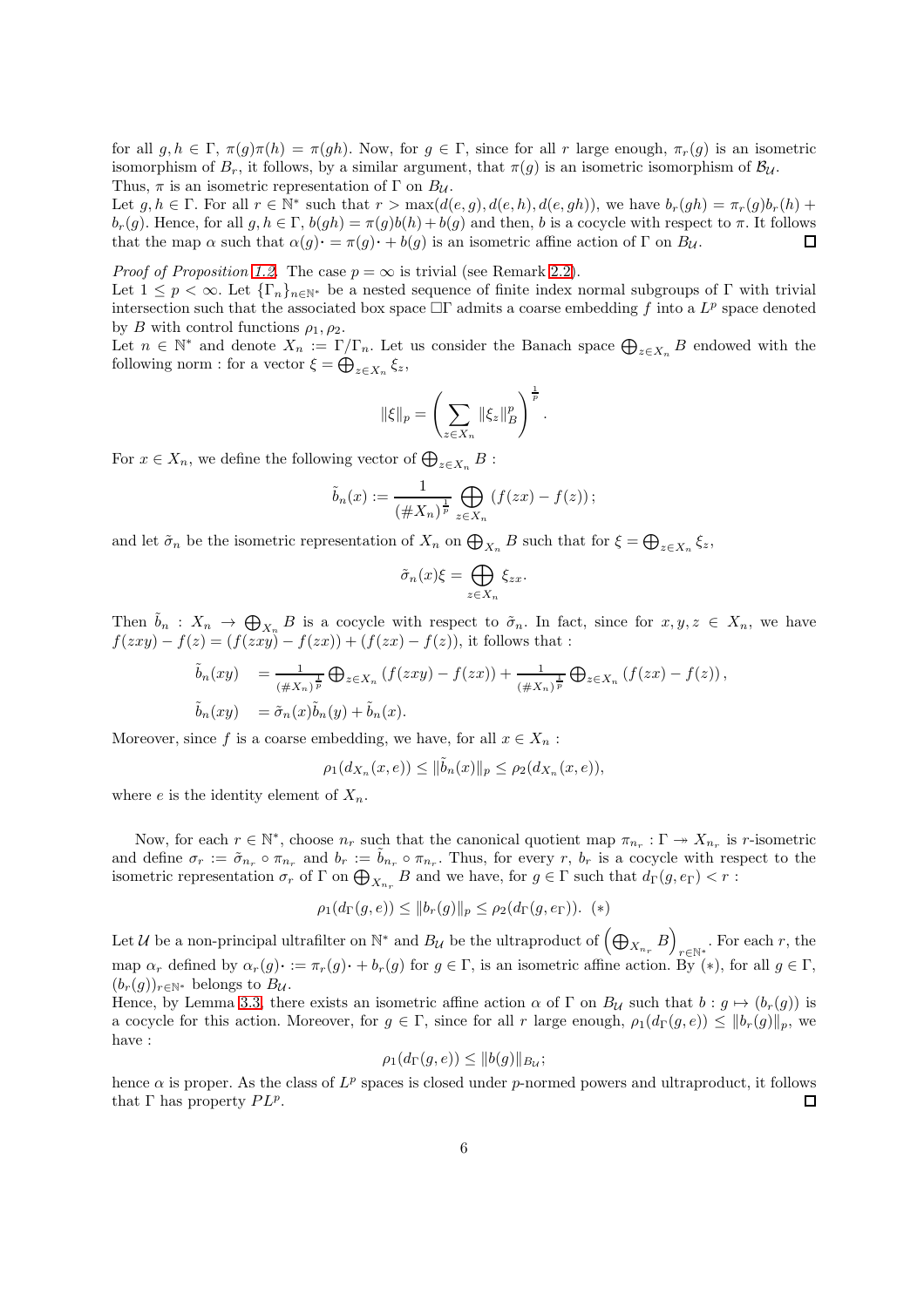for all $g, h \in \Gamma$, $\pi(g)\pi(h) = \pi(gh)$. Now, for $g \in \Gamma$, since for all $r$ large enough, $\pi_r(g)$ is an isometric isomorphism of $B_r$, it follows, by a similar argument, that $\pi(g)$ is an isometric isomorphism of $\mathcal{B}_{\mathcal{U}}$. Thus, $\pi$ is an isometric representation of $\Gamma$ on $B_{\mathcal{U}}$.

Let $g, h \in \Gamma$. For all $r \in \mathbb{N}^*$ such that $r > \max(d(e,g), d(e,h), d(e,gh))$, we have $b_r(gh) = \pi_r(g)b_r(h) + b_r(g)$. Hence, for all $g, h \in \Gamma$, $b(gh) = \pi(g)b(h) + b(g)$ and then, $b$ is a cocycle with respect to $\pi$. It follows that the map $\alpha$ such that $\alpha(g)\cdot = \pi(g)\cdot + b(g)$ is an isometric affine action of $\Gamma$ on $B_{\mathcal{U}}$. ◻

*Proof of Proposition 1.2.* The case $p = \infty$ is trivial (see Remark 2.2).

Let $1 \leq p < \infty$. Let $\{\Gamma_n\}_{n \in \mathbb{N}^*}$ be a nested sequence of finite index normal subgroups of $\Gamma$ with trivial intersection such that the associated box space $\square\Gamma$ admits a coarse embedding $f$ into a $L^p$ space denoted by $B$ with control functions $\rho_1, \rho_2$.

Let $n \in \mathbb{N}^*$ and denote $X_n := \Gamma/\Gamma_n$. Let us consider the Banach space $\bigoplus_{z \in X_n} B$ endowed with the following norm : for a vector $\xi = \bigoplus_{z \in X_n} \xi_z$,

$$\|\xi\|_p = \left( \sum_{z \in X_n} \|\xi_z\|_B^p \right)^{\frac{1}{p}}.$$

For $x \in X_n$, we define the following vector of $\bigoplus_{z \in X_n} B$ :

$$\tilde{b}_n(x) := \frac{1}{(\# X_n)^{\frac{1}{p}}} \bigoplus_{z \in X_n} (f(zx) - f(z))\,;$$

and let $\tilde{\sigma}_n$ be the isometric representation of $X_n$ on $\bigoplus_{X_n} B$ such that for $\xi = \bigoplus_{z \in X_n} \xi_z$,

$$\tilde{\sigma}_n(x)\xi = \bigoplus_{z \in X_n} \xi_{zx}.$$

Then $\tilde{b}_n : X_n \to \bigoplus_{X_n} B$ is a cocycle with respect to $\tilde{\sigma}_n$. In fact, since for $x, y, z \in X_n$, we have $f(zxy) - f(z) = (f(zxy) - f(zx)) + (f(zx) - f(z))$, it follows that :

$$\begin{aligned}
\tilde{b}_n(xy) &= \tfrac{1}{(\# X_n)^{\frac{1}{p}}} \textstyle\bigoplus_{z \in X_n} (f(zxy) - f(zx)) + \tfrac{1}{(\# X_n)^{\frac{1}{p}}} \textstyle\bigoplus_{z \in X_n} (f(zx) - f(z)), \\
\tilde{b}_n(xy) &= \tilde{\sigma}_n(x)\tilde{b}_n(y) + \tilde{b}_n(x).
\end{aligned}$$

Moreover, since $f$ is a coarse embedding, we have, for all $x \in X_n$ :

$$\rho_1(d_{X_n}(x, e)) \leq \|\tilde{b}_n(x)\|_p \leq \rho_2(d_{X_n}(x, e)),$$

where $e$ is the identity element of $X_n$.

Now, for each $r \in \mathbb{N}^*$, choose $n_r$ such that the canonical quotient map $\pi_{n_r} : \Gamma \twoheadrightarrow X_{n_r}$ is $r$-isometric and define $\sigma_r := \tilde{\sigma}_{n_r} \circ \pi_{n_r}$ and $b_r := \tilde{b}_{n_r} \circ \pi_{n_r}$. Thus, for every $r$, $b_r$ is a cocycle with respect to the isometric representation $\sigma_r$ of $\Gamma$ on $\bigoplus_{X_{n_r}} B$ and we have, for $g \in \Gamma$ such that $d_\Gamma(g, e_\Gamma) < r$ :

$$\rho_1(d_\Gamma(g, e)) \leq \|b_r(g)\|_p \leq \rho_2(d_\Gamma(g, e_\Gamma)). \quad (*)$$

Let $\mathcal{U}$ be a non-principal ultrafilter on $\mathbb{N}^*$ and $B_{\mathcal{U}}$ be the ultraproduct of $\left(\bigoplus_{X_{n_r}} B\right)_{r \in \mathbb{N}^*}$. For each $r$, the map $\alpha_r$ defined by $\alpha_r(g)\cdot := \pi_r(g)\cdot + b_r(g)$ for $g \in \Gamma$, is an isometric affine action. By $(*)$, for all $g \in \Gamma$, $(b_r(g))_{r \in \mathbb{N}^*}$ belongs to $B_{\mathcal{U}}$.

Hence, by Lemma 3.3, there exists an isometric affine action $\alpha$ of $\Gamma$ on $B_{\mathcal{U}}$ such that $b : g \mapsto (b_r(g))$ is a cocycle for this action. Moreover, for $g \in \Gamma$, since for all $r$ large enough, $\rho_1(d_\Gamma(g, e)) \leq \|b_r(g)\|_p$, we have :

$$\rho_1(d_\Gamma(g, e)) \leq \|b(g)\|_{B_{\mathcal{U}}};$$

hence $\alpha$ is proper. As the class of $L^p$ spaces is closed under $p$-normed powers and ultraproduct, it follows that $\Gamma$ has property $PL^p$. ◻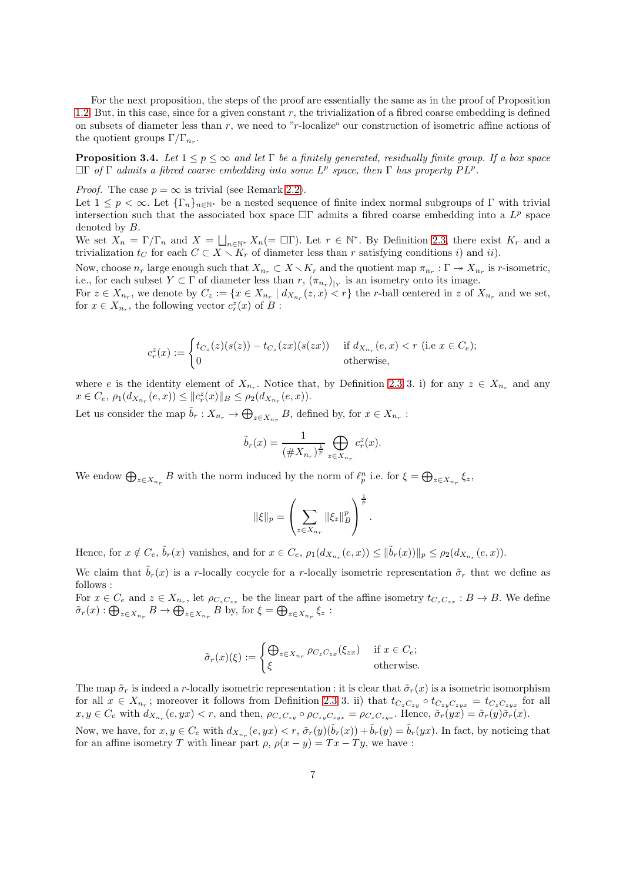For the next proposition, the steps of the proof are essentially the same as in the proof of Proposition 1.2. But, in this case, since for a given constant $r$, the trivialization of a fibred coarse embedding is defined on subsets of diameter less than $r$, we need to "$r$-localize" our construction of isometric affine actions of the quotient groups $\Gamma/\Gamma_{n_r}$.

**Proposition 3.4.** *Let $1 \leq p \leq \infty$ and let $\Gamma$ be a finitely generated, residually finite group. If a box space $\square\Gamma$ of $\Gamma$ admits a fibred coarse embedding into some $L^p$ space, then $\Gamma$ has property $PL^p$.*

*Proof.* The case $p = \infty$ is trivial (see Remark 2.2).

Let $1 \leq p < \infty$. Let $\{\Gamma_n\}_{n\in\mathbb{N}^*}$ be a nested sequence of finite index normal subgroups of $\Gamma$ with trivial intersection such that the associated box space $\square\Gamma$ admits a fibred coarse embedding into a $L^p$ space denoted by $B$.

We set $X_n = \Gamma/\Gamma_n$ and $X = \bigsqcup_{n\in\mathbb{N}^*} X_n (= \square\Gamma)$. Let $r \in \mathbb{N}^*$. By Definition 2.3, there exist $K_r$ and a trivialization $t_C$ for each $C \subset X \smallsetminus K_r$ of diameter less than $r$ satisfying conditions $i)$ and $ii)$.

Now, choose $n_r$ large enough such that $X_{n_r} \subset X \smallsetminus K_r$ and the quotient map $\pi_{n_r} : \Gamma \twoheadrightarrow X_{n_r}$ is $r$-isometric, i.e., for each subset $Y \subset \Gamma$ of diameter less than $r$, $(\pi_{n_r})_{|_Y}$ is an isometry onto its image.

For $z \in X_{n_r}$, we denote by $C_z := \{x \in X_{n_r} \mid d_{X_{n_r}}(z, x) < r\}$ the $r$-ball centered in $z$ of $X_{n_r}$ and we set, for $x \in X_{n_r}$, the following vector $c_r^z(x)$ of $B$ :

$$
c_r^z(x) := \begin{cases} t_{C_z}(z)(s(z)) - t_{C_z}(zx)(s(zx)) & \text{if } d_{X_{n_r}}(e, x) < r \text{ (i.e } x \in C_e); \\ 0 & \text{otherwise,} \end{cases}
$$

where $e$ is the identity element of $X_{n_r}$. Notice that, by Definition 2.3 3. i) for any $z \in X_{n_r}$ and any $x \in C_e$, $\rho_1(d_{X_{n_r}}(e, x)) \leq \|c_r^z(x)\|_B \leq \rho_2(d_{X_{n_r}}(e, x))$.

Let us consider the map $\tilde{b}_r : X_{n_r} \to \bigoplus_{z\in X_{n_r}} B$, defined by, for $x \in X_{n_r}$ :

$$
\tilde{b}_r(x) = \frac{1}{(\# X_{n_r})^{\frac{1}{p}}} \bigoplus_{z\in X_{n_r}} c_r^z(x).
$$

We endow $\bigoplus_{z\in X_{n_r}} B$ with the norm induced by the norm of $\ell_p^n$ i.e. for $\xi = \bigoplus_{z\in X_{n_r}} \xi_z$,

$$
\|\xi\|_p = \left( \sum_{z\in X_{n_r}} \|\xi_z\|_B^p \right)^{\frac{1}{p}}.
$$

Hence, for $x \notin C_e$, $\tilde{b}_r(x)$ vanishes, and for $x \in C_e$, $\rho_1(d_{X_{n_r}}(e, x)) \leq \|\tilde{b}_r(x)\|_p \leq \rho_2(d_{X_{n_r}}(e, x))$.

We claim that $\tilde{b}_r(x)$ is a $r$-locally cocycle for a $r$-locally isometric representation $\tilde{\sigma}_r$ that we define as follows :

For $x \in C_e$ and $z \in X_{n_r}$, let $\rho_{C_z C_{zx}}$ be the linear part of the affine isometry $t_{C_z C_{zx}} : B \to B$. We define $\tilde{\sigma}_r(x) : \bigoplus_{z\in X_{n_r}} B \to \bigoplus_{z\in X_{n_r}} B$ by, for $\xi = \bigoplus_{z\in X_{n_r}} \xi_z$ :

$$
\tilde{\sigma}_r(x)(\xi) := \begin{cases} \bigoplus_{z\in X_{n_r}} \rho_{C_z C_{zx}}(\xi_{zx}) & \text{if } x \in C_e; \\ \xi & \text{otherwise.} \end{cases}
$$

The map $\tilde{\sigma}_r$ is indeed a $r$-locally isometric representation : it is clear that $\tilde{\sigma}_r(x)$ is a isometric isomorphism for all $x \in X_{n_r}$; moreover it follows from Definition 2.3 3. ii) that $t_{C_z C_{zy}} \circ t_{C_{zy} C_{zyx}} = t_{C_z C_{zyx}}$ for all $x, y \in C_e$ with $d_{X_{n_r}}(e, yx) < r$, and then, $\rho_{C_z C_{zy}} \circ \rho_{C_{zy} C_{zyx}} = \rho_{C_z C_{zyx}}$. Hence, $\tilde{\sigma}_r(yx) = \tilde{\sigma}_r(y)\tilde{\sigma}_r(x)$.

Now, we have, for $x, y \in C_e$ with $d_{X_{n_r}}(e, yx) < r$, $\tilde{\sigma}_r(y)(\tilde{b}_r(x)) + \tilde{b}_r(y) = \tilde{b}_r(yx)$. In fact, by noticing that for an affine isometry $T$ with linear part $\rho$, $\rho(x - y) = Tx - Ty$, we have :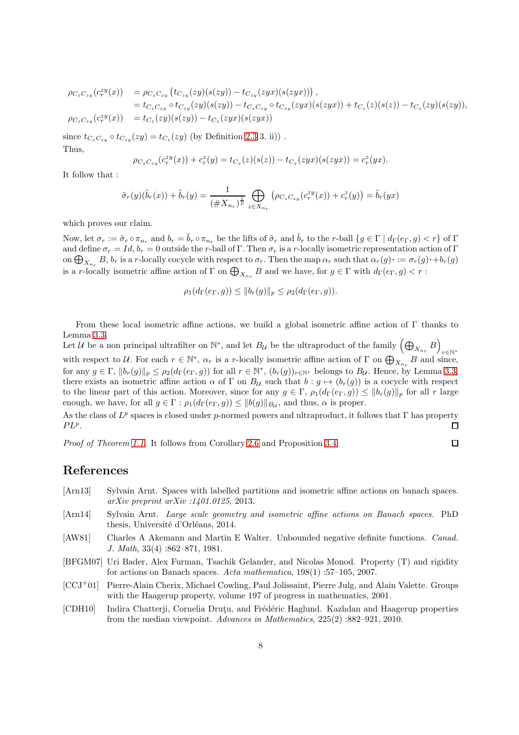$$
\begin{aligned}
\rho_{C_zC_{zy}}(c_r^{zy}(x)) &= \rho_{C_zC_{zy}}\left(t_{C_{zy}}(zy)(s(zy)) - t_{C_{zy}}(zyx)(s(zyx))\right),\\
&= t_{C_zC_{zy}} \circ t_{C_{zy}}(zy)(s(zy)) - t_{C_zC_{zy}} \circ t_{C_{zy}}(zyx)(s(zyx)) + t_{C_z}(z)(s(z)) - t_{C_z}(zy)(s(zy)),\\
\rho_{C_zC_{zy}}(c_r^{zy}(x)) &= t_{C_z}(zy)(s(zy)) - t_{C_z}(zyx)(s(zyx))
\end{aligned}
$$

since $t_{C_zC_{zy}} \circ t_{C_{zy}}(zy) = t_{C_z}(zy)$ (by Definition 2.3 3. ii)) .

Thus,

$$\rho_{C_zC_{zy}}(c_r^{zy}(x)) + c_r^z(y) = t_{C_z}(z)(s(z)) - t_{C_z}(zyx)(s(zyx)) = c_r^z(yx).$$

It follow that :

$$\tilde{\sigma}_r(y)(\tilde{b}_r(x)) + \tilde{b}_r(y) = \frac{1}{(\#X_{n_r})^{\frac{1}{p}}} \bigoplus_{z \in X_{n_r}} \left(\rho_{C_zC_{zy}}(c_r^{zy}(x)) + c_r^z(y)\right) = \tilde{b}_r(yx)$$

which proves our claim.

Now, let $\sigma_r := \tilde{\sigma}_r \circ \pi_{n_r}$ and $b_r = \tilde{b}_r \circ \pi_{n_r}$ be the lifts of $\tilde{\sigma}_r$ and $\tilde{b}_r$ to the $r$-ball $\{g \in \Gamma \mid d_\Gamma(e_\Gamma, g) < r\}$ of $\Gamma$ and define $\sigma_r = Id$, $b_r = 0$ outside the $r$-ball of $\Gamma$. Then $\sigma_r$ is a $r$-locally isometric representation action of $\Gamma$ on $\bigoplus_{X_{n_r}} B$, $b_r$ is a $r$-locally cocycle with respect to $\sigma_r$. Then the map $\alpha_r$ such that $\alpha_r(g)\cdot := \sigma_r(g)\cdot + b_r(g)$ is a $r$-locally isometric affine action of $\Gamma$ on $\bigoplus_{X_{n_r}} B$ and we have, for $g \in \Gamma$ with $d_\Gamma(e_\Gamma, g) < r$ :

$$\rho_1(d_\Gamma(e_\Gamma, g)) \leq \|b_r(g)\|_p \leq \rho_2(d_\Gamma(e_\Gamma, g)).$$

From these local isometric affine actions, we build a global isometric affine action of $\Gamma$ thanks to Lemma 3.3.

Let $\mathcal{U}$ be a non principal ultrafilter on $\mathbb{N}^*$, and let $B_\mathcal{U}$ be the ultraproduct of the family $\left(\bigoplus_{X_{n_r}} B\right)_{r \in \mathbb{N}^*}$ with respect to $\mathcal{U}$. For each $r \in \mathbb{N}^*$, $\alpha_r$ is a $r$-locally isometric affine action of $\Gamma$ on $\bigoplus_{X_{n_r}} B$ and since, for any $g \in \Gamma$, $\|b_r(g)\|_p \leq \rho_2(d_\Gamma(e_\Gamma, g))$ for all $r \in \mathbb{N}^*$, $(b_r(g))_{r \in \mathbb{N}^*}$ belongs to $B_\mathcal{U}$. Hence, by Lemma 3.3, there exists an isometric affine action $\alpha$ of $\Gamma$ on $B_\mathcal{U}$ such that $b : g \mapsto (b_r(g))$ is a cocycle with respect to the linear part of this action. Moreover, since for any $g \in \Gamma$, $\rho_1(d_\Gamma(e_\Gamma, g)) \leq \|b_r(g)\|_p$ for all $r$ large enough, we have, for all $g \in \Gamma$ : $\rho_1(d_\Gamma(e_\Gamma, g)) \leq \|b(g)\|_{B_\mathcal{U}}$, and thus, $\alpha$ is proper.

As the class of $L^p$ spaces is closed under $p$-normed powers and ultraproduct, it follows that $\Gamma$ has property $PL^p$. □

*Proof of Theorem 1.1.* It follows from Corollary 2.6 and Proposition 3.4 □

# References

[Arn13] Sylvain Arnt. Spaces with labelled partitions and isometric affine actions on banach spaces. *arXiv preprint arXiv :1401.0125*, 2013.

[Arn14] Sylvain Arnt. *Large scale geometry and isometric affine actions on Banach spaces*. PhD thesis, Université d'Orléans, 2014.

[AW81] Charles A Akemann and Martin E Walter. Unbounded negative definite functions. *Canad. J. Math*, 33(4) :862–871, 1981.

[BFGM07] Uri Bader, Alex Furman, Tsachik Gelander, and Nicolas Monod. Property (T) and rigidity for actions on Banach spaces. *Acta mathematica*, 198(1) :57–105, 2007.

[CCJ+01] Pierre-Alain Cherix, Michael Cowling, Paul Jolissaint, Pierre Julg, and Alain Valette. Groups with the Haagerup property, volume 197 of progress in mathematics, 2001.

[CDH10] Indira Chatterji, Cornelia Druţu, and Frédéric Haglund. Kazhdan and Haagerup properties from the median viewpoint. *Advances in Mathematics*, 225(2) :882–921, 2010.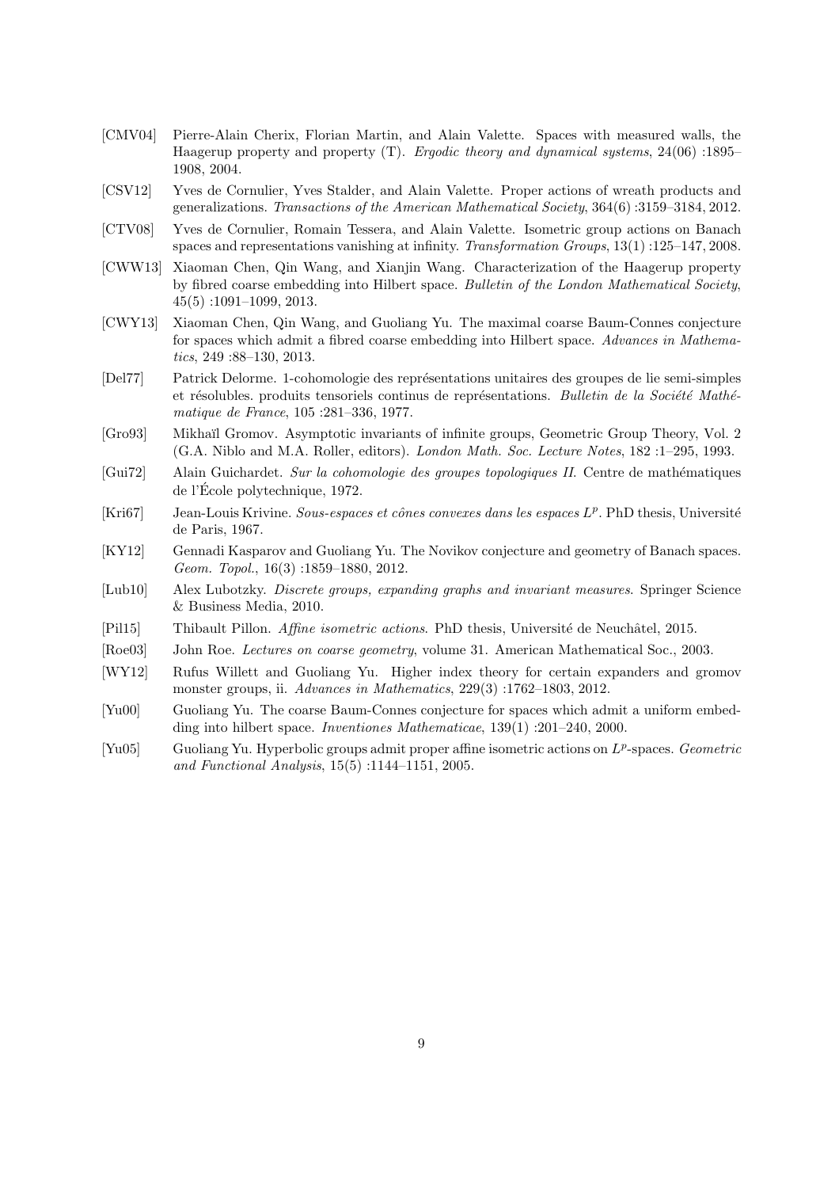[CMV04] Pierre-Alain Cherix, Florian Martin, and Alain Valette. Spaces with measured walls, the Haagerup property and property (T). *Ergodic theory and dynamical systems*, 24(06) :1895–1908, 2004.

[CSV12] Yves de Cornulier, Yves Stalder, and Alain Valette. Proper actions of wreath products and generalizations. *Transactions of the American Mathematical Society*, 364(6) :3159–3184, 2012.

[CTV08] Yves de Cornulier, Romain Tessera, and Alain Valette. Isometric group actions on Banach spaces and representations vanishing at infinity. *Transformation Groups*, 13(1) :125–147, 2008.

[CWW13] Xiaoman Chen, Qin Wang, and Xianjin Wang. Characterization of the Haagerup property by fibred coarse embedding into Hilbert space. *Bulletin of the London Mathematical Society*, 45(5) :1091–1099, 2013.

[CWY13] Xiaoman Chen, Qin Wang, and Guoliang Yu. The maximal coarse Baum-Connes conjecture for spaces which admit a fibred coarse embedding into Hilbert space. *Advances in Mathematics*, 249 :88–130, 2013.

[Del77] Patrick Delorme. 1-cohomologie des représentations unitaires des groupes de lie semi-simples et résolubles. produits tensoriels continus de représentations. *Bulletin de la Société Mathématique de France*, 105 :281–336, 1977.

[Gro93] Mikhaïl Gromov. Asymptotic invariants of infinite groups, Geometric Group Theory, Vol. 2 (G.A. Niblo and M.A. Roller, editors). *London Math. Soc. Lecture Notes*, 182 :1–295, 1993.

[Gui72] Alain Guichardet. *Sur la cohomologie des groupes topologiques II*. Centre de mathématiques de l'École polytechnique, 1972.

[Kri67] Jean-Louis Krivine. *Sous-espaces et cônes convexes dans les espaces $L^p$*. PhD thesis, Université de Paris, 1967.

[KY12] Gennadi Kasparov and Guoliang Yu. The Novikov conjecture and geometry of Banach spaces. *Geom. Topol.*, 16(3) :1859–1880, 2012.

[Lub10] Alex Lubotzky. *Discrete groups, expanding graphs and invariant measures*. Springer Science & Business Media, 2010.

[Pil15] Thibault Pillon. *Affine isometric actions*. PhD thesis, Université de Neuchâtel, 2015.

[Roe03] John Roe. *Lectures on coarse geometry*, volume 31. American Mathematical Soc., 2003.

[WY12] Rufus Willett and Guoliang Yu. Higher index theory for certain expanders and gromov monster groups, ii. *Advances in Mathematics*, 229(3) :1762–1803, 2012.

[Yu00] Guoliang Yu. The coarse Baum-Connes conjecture for spaces which admit a uniform embedding into hilbert space. *Inventiones Mathematicae*, 139(1) :201–240, 2000.

[Yu05] Guoliang Yu. Hyperbolic groups admit proper affine isometric actions on $L^p$-spaces. *Geometric and Functional Analysis*, 15(5) :1144–1151, 2005.